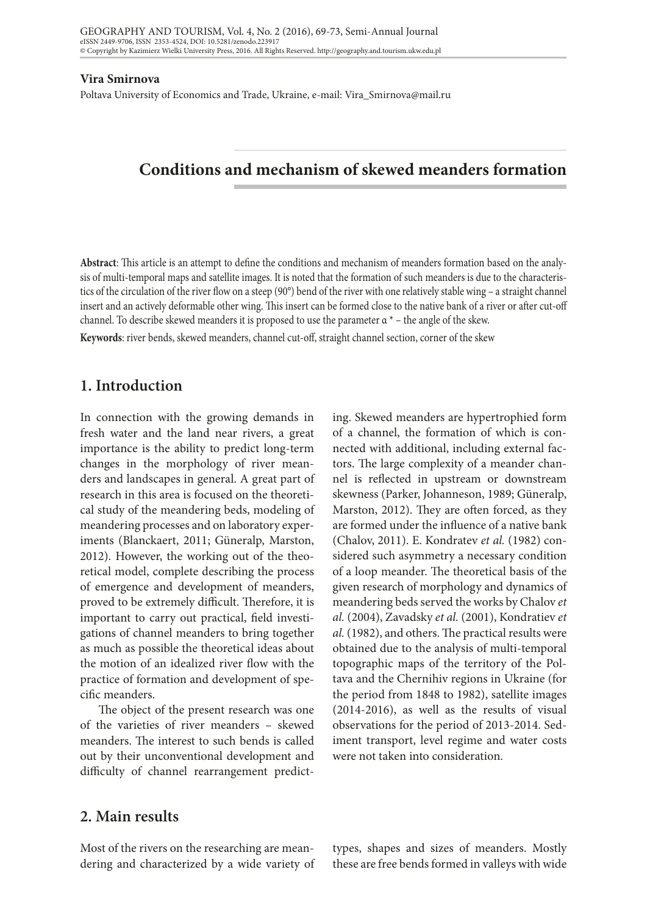**Vira Smirnova**

Poltava University of Economics and Trade, Ukraine, e-mail: Vira_Smirnova@mail.ru

# Conditions and mechanism of skewed meanders formation

**Abstract**: This article is an attempt to define the conditions and mechanism of meanders formation based on the analysis of multi-temporal maps and satellite images. It is noted that the formation of such meanders is due to the characteristics of the circulation of the river flow on a steep (90°) bend of the river with one relatively stable wing – a straight channel insert and an actively deformable other wing. This insert can be formed close to the native bank of a river or after cut-off channel. To describe skewed meanders it is proposed to use the parameter α * – the angle of the skew.

**Keywords**: river bends, skewed meanders, channel cut-off, straight channel section, corner of the skew

## 1. Introduction

In connection with the growing demands in fresh water and the land near rivers, a great importance is the ability to predict long-term changes in the morphology of river meanders and landscapes in general. A great part of research in this area is focused on the theoretical study of the meandering beds, modeling of meandering processes and on laboratory experiments (Blanckaert, 2011; Güneralp, Marston, 2012). However, the working out of the theoretical model, complete describing the process of emergence and development of meanders, proved to be extremely difficult. Therefore, it is important to carry out practical, field investigations of channel meanders to bring together as much as possible the theoretical ideas about the motion of an idealized river flow with the practice of formation and development of specific meanders.

The object of the present research was one of the varieties of river meanders – skewed meanders. The interest to such bends is called out by their unconventional development and difficulty of channel rearrangement predicting. Skewed meanders are hypertrophied form of a channel, the formation of which is connected with additional, including external factors. The large complexity of a meander channel is reflected in upstream or downstream skewness (Parker, Johanneson, 1989; Güneralp, Marston, 2012). They are often forced, as they are formed under the influence of a native bank (Chalov, 2011). E. Kondratev *et al.* (1982) considered such asymmetry a necessary condition of a loop meander. The theoretical basis of the given research of morphology and dynamics of meandering beds served the works by Chalov *et al.* (2004), Zavadsky *et al.* (2001), Kondratiev *et al.* (1982), and others. The practical results were obtained due to the analysis of multi-temporal topographic maps of the territory of the Poltava and the Chernihiv regions in Ukraine (for the period from 1848 to 1982), satellite images (2014-2016), as well as the results of visual observations for the period of 2013-2014. Sediment transport, level regime and water costs were not taken into consideration.

## 2. Main results

Most of the rivers on the researching are meandering and characterized by a wide variety of types, shapes and sizes of meanders. Mostly these are free bends formed in valleys with wide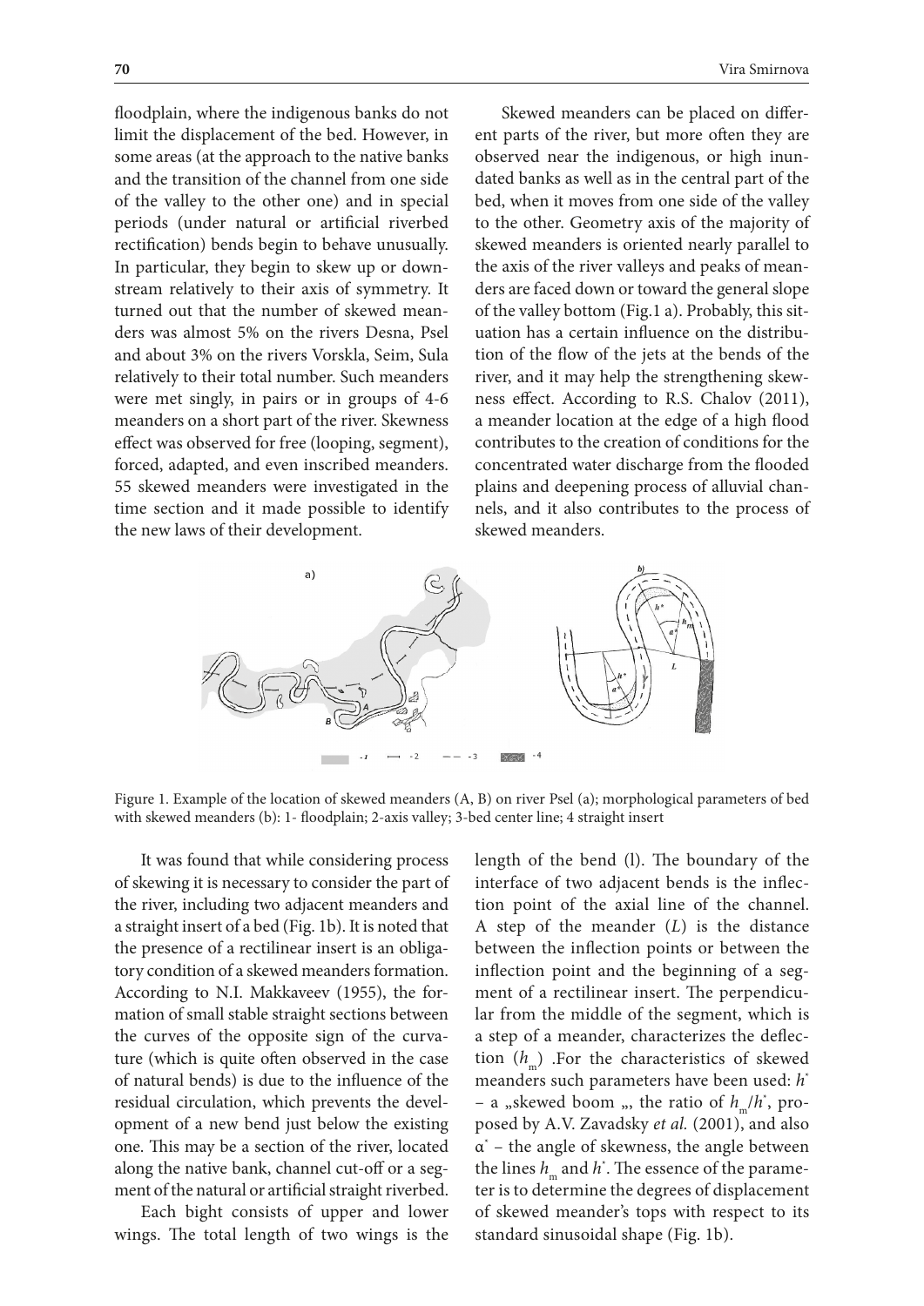floodplain, where the indigenous banks do not limit the displacement of the bed. However, in some areas (at the approach to the native banks and the transition of the channel from one side of the valley to the other one) and in special periods (under natural or artificial riverbed rectification) bends begin to behave unusually. In particular, they begin to skew up or downstream relatively to their axis of symmetry. It turned out that the number of skewed meanders was almost 5% on the rivers Desna, Psel and about 3% on the rivers Vorskla, Seim, Sula relatively to their total number. Such meanders were met singly, in pairs or in groups of 4-6 meanders on a short part of the river. Skewness effect was observed for free (looping, segment), forced, adapted, and even inscribed meanders. 55 skewed meanders were investigated in the time section and it made possible to identify the new laws of their development.

Skewed meanders can be placed on different parts of the river, but more often they are observed near the indigenous, or high inundated banks as well as in the central part of the bed, when it moves from one side of the valley to the other. Geometry axis of the majority of skewed meanders is oriented nearly parallel to the axis of the river valleys and peaks of meanders are faced down or toward the general slope of the valley bottom (Fig.1 a). Probably, this situation has a certain influence on the distribution of the flow of the jets at the bends of the river, and it may help the strengthening skewness effect. According to R.S. Chalov (2011), a meander location at the edge of a high flood contributes to the creation of conditions for the concentrated water discharge from the flooded plains and deepening process of alluvial channels, and it also contributes to the process of skewed meanders.

Figure 1. Example of the location of skewed meanders (A, B) on river Psel (a); morphological parameters of bed with skewed meanders (b): 1- floodplain; 2-axis valley; 3-bed center line; 4 straight insert

It was found that while considering process of skewing it is necessary to consider the part of the river, including two adjacent meanders and a straight insert of a bed (Fig. 1b). It is noted that the presence of a rectilinear insert is an obligatory condition of a skewed meanders formation. According to N.I. Makkaveev (1955), the formation of small stable straight sections between the curves of the opposite sign of the curvature (which is quite often observed in the case of natural bends) is due to the influence of the residual circulation, which prevents the development of a new bend just below the existing one. This may be a section of the river, located along the native bank, channel cut-off or a segment of the natural or artificial straight riverbed.

Each bight consists of upper and lower wings. The total length of two wings is the length of the bend (l). The boundary of the interface of two adjacent bends is the inflection point of the axial line of the channel. A step of the meander ($L$) is the distance between the inflection points or between the inflection point and the beginning of a segment of a rectilinear insert. The perpendicular from the middle of the segment, which is a step of a meander, characterizes the deflection ($h_m$) .For the characteristics of skewed meanders such parameters have been used: $h^*$ – a „skewed boom „, the ratio of $h_m/h^*$, proposed by A.V. Zavadsky *et al.* (2001), and also $\alpha^*$ – the angle of skewness, the angle between the lines $h_m$ and $h^*$. The essence of the parameter is to determine the degrees of displacement of skewed meander's tops with respect to its standard sinusoidal shape (Fig. 1b).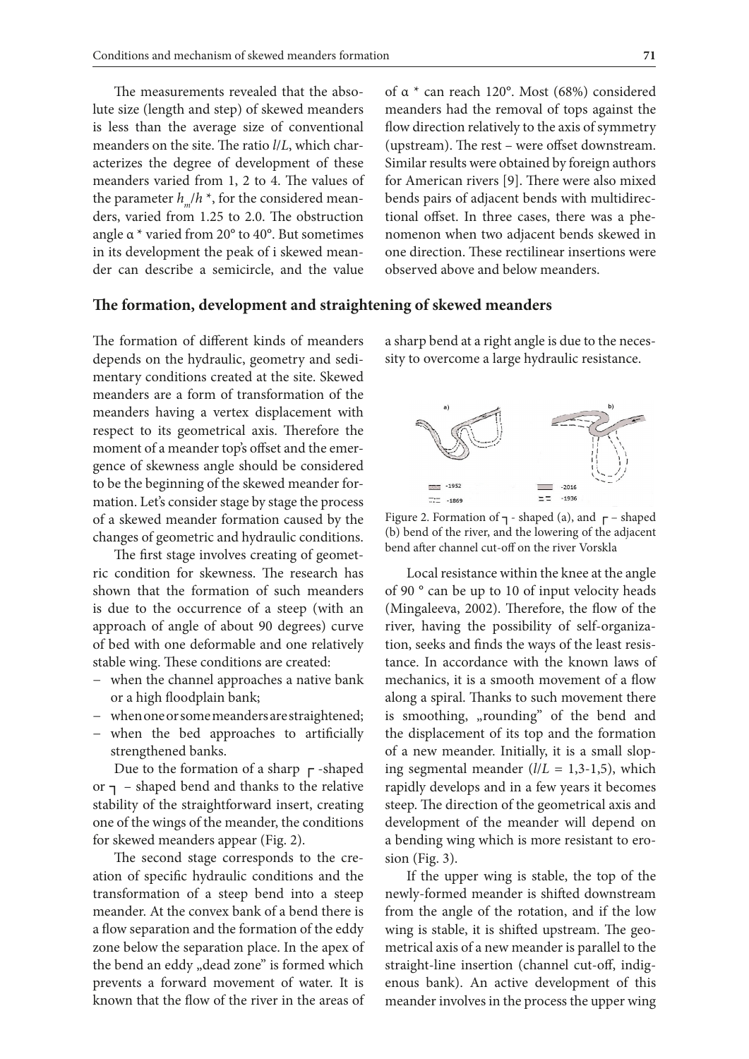The measurements revealed that the absolute size (length and step) of skewed meanders is less than the average size of conventional meanders on the site. The ratio $l/L$, which characterizes the degree of development of these meanders varied from 1, 2 to 4. The values of the parameter $h_m/h$ *, for the considered meanders, varied from 1.25 to 2.0. The obstruction angle α * varied from 20° to 40°. But sometimes in its development the peak of i skewed meander can describe a semicircle, and the value of α * can reach 120°. Most (68%) considered meanders had the removal of tops against the flow direction relatively to the axis of symmetry (upstream). The rest – were offset downstream. Similar results were obtained by foreign authors for American rivers [9]. There were also mixed bends pairs of adjacent bends with multidirectional offset. In three cases, there was a phenomenon when two adjacent bends skewed in one direction. These rectilinear insertions were observed above and below meanders.

## The formation, development and straightening of skewed meanders

The formation of different kinds of meanders depends on the hydraulic, geometry and sedimentary conditions created at the site. Skewed meanders are a form of transformation of the meanders having a vertex displacement with respect to its geometrical axis. Therefore the moment of a meander top's offset and the emergence of skewness angle should be considered to be the beginning of the skewed meander formation. Let's consider stage by stage the process of a skewed meander formation caused by the changes of geometric and hydraulic conditions.

The first stage involves creating of geometric condition for skewness. The research has shown that the formation of such meanders is due to the occurrence of a steep (with an approach of angle of about 90 degrees) curve of bed with one deformable and one relatively stable wing. These conditions are created:

- when the channel approaches a native bank or a high floodplain bank;
- when one or some meanders are straightened;
- when the bed approaches to artificially strengthened banks.

Due to the formation of a sharp ┌ -shaped or ┐ – shaped bend and thanks to the relative stability of the straightforward insert, creating one of the wings of the meander, the conditions for skewed meanders appear (Fig. 2).

The second stage corresponds to the creation of specific hydraulic conditions and the transformation of a steep bend into a steep meander. At the convex bank of a bend there is a flow separation and the formation of the eddy zone below the separation place. In the apex of the bend an eddy „dead zone" is formed which prevents a forward movement of water. It is known that the flow of the river in the areas of a sharp bend at a right angle is due to the necessity to overcome a large hydraulic resistance.

Figure 2. Formation of ┐ - shaped (a), and ┌ – shaped (b) bend of the river, and the lowering of the adjacent bend after channel cut-off on the river Vorskla

Local resistance within the knee at the angle of 90 ° can be up to 10 of input velocity heads (Mingaleeva, 2002). Therefore, the flow of the river, having the possibility of self-organization, seeks and finds the ways of the least resistance. In accordance with the known laws of mechanics, it is a smooth movement of a flow along a spiral. Thanks to such movement there is smoothing, „rounding" of the bend and the displacement of its top and the formation of a new meander. Initially, it is a small sloping segmental meander ($l/L$ = 1,3-1,5), which rapidly develops and in a few years it becomes steep. The direction of the geometrical axis and development of the meander will depend on a bending wing which is more resistant to erosion (Fig. 3).

If the upper wing is stable, the top of the newly-formed meander is shifted downstream from the angle of the rotation, and if the low wing is stable, it is shifted upstream. The geometrical axis of a new meander is parallel to the straight-line insertion (channel cut-off, indigenous bank). An active development of this meander involves in the process the upper wing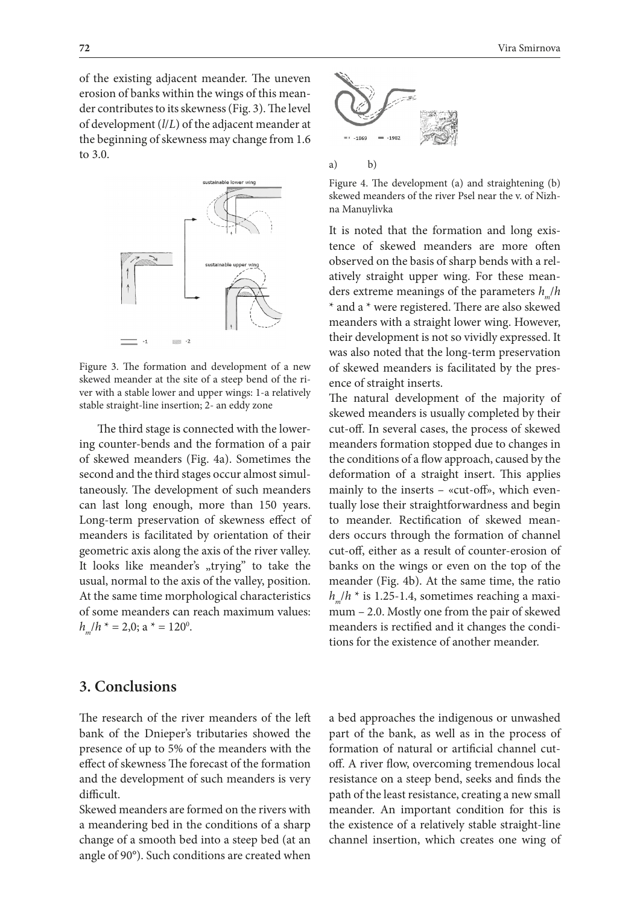of the existing adjacent meander. The uneven erosion of banks within the wings of this meander contributes to its skewness (Fig. 3). The level of development ($l/L$) of the adjacent meander at the beginning of skewness may change from 1.6 to 3.0.

Figure 3. The formation and development of a new skewed meander at the site of a steep bend of the river with a stable lower and upper wings: 1-a relatively stable straight-line insertion; 2- an eddy zone

The third stage is connected with the lowering counter-bends and the formation of a pair of skewed meanders (Fig. 4a). Sometimes the second and the third stages occur almost simultaneously. The development of such meanders can last long enough, more than 150 years. Long-term preservation of skewness effect of meanders is facilitated by orientation of their geometric axis along the axis of the river valley. It looks like meander's „trying" to take the usual, normal to the axis of the valley, position. At the same time morphological characteristics of some meanders can reach maximum values: $h_m/h$ * = 2,0; a * = $120^0$.

a) b)

Figure 4. The development (a) and straightening (b) skewed meanders of the river Psel near the v. of Nizhna Manuylivka

It is noted that the formation and long existence of skewed meanders are more often observed on the basis of sharp bends with a relatively straight upper wing. For these meanders extreme meanings of the parameters $h_m/h$ * and a * were registered. There are also skewed meanders with a straight lower wing. However, their development is not so vividly expressed. It was also noted that the long-term preservation of skewed meanders is facilitated by the presence of straight inserts.

The natural development of the majority of skewed meanders is usually completed by their cut-off. In several cases, the process of skewed meanders formation stopped due to changes in the conditions of a flow approach, caused by the deformation of a straight insert. This applies mainly to the inserts – «cut-off», which eventually lose their straightforwardness and begin to meander. Rectification of skewed meanders occurs through the formation of channel cut-off, either as a result of counter-erosion of banks on the wings or even on the top of the meander (Fig. 4b). At the same time, the ratio $h_m/h$ * is 1.25-1.4, sometimes reaching a maximum – 2.0. Mostly one from the pair of skewed meanders is rectified and it changes the conditions for the existence of another meander.

## 3. Conclusions

The research of the river meanders of the left bank of the Dnieper's tributaries showed the presence of up to 5% of the meanders with the effect of skewness The forecast of the formation and the development of such meanders is very difficult.

Skewed meanders are formed on the rivers with a meandering bed in the conditions of a sharp change of a smooth bed into a steep bed (at an angle of 90°). Such conditions are created when a bed approaches the indigenous or unwashed part of the bank, as well as in the process of formation of natural or artificial channel cut-off. A river flow, overcoming tremendous local resistance on a steep bend, seeks and finds the path of the least resistance, creating a new small meander. An important condition for this is the existence of a relatively stable straight-line channel insertion, which creates one wing of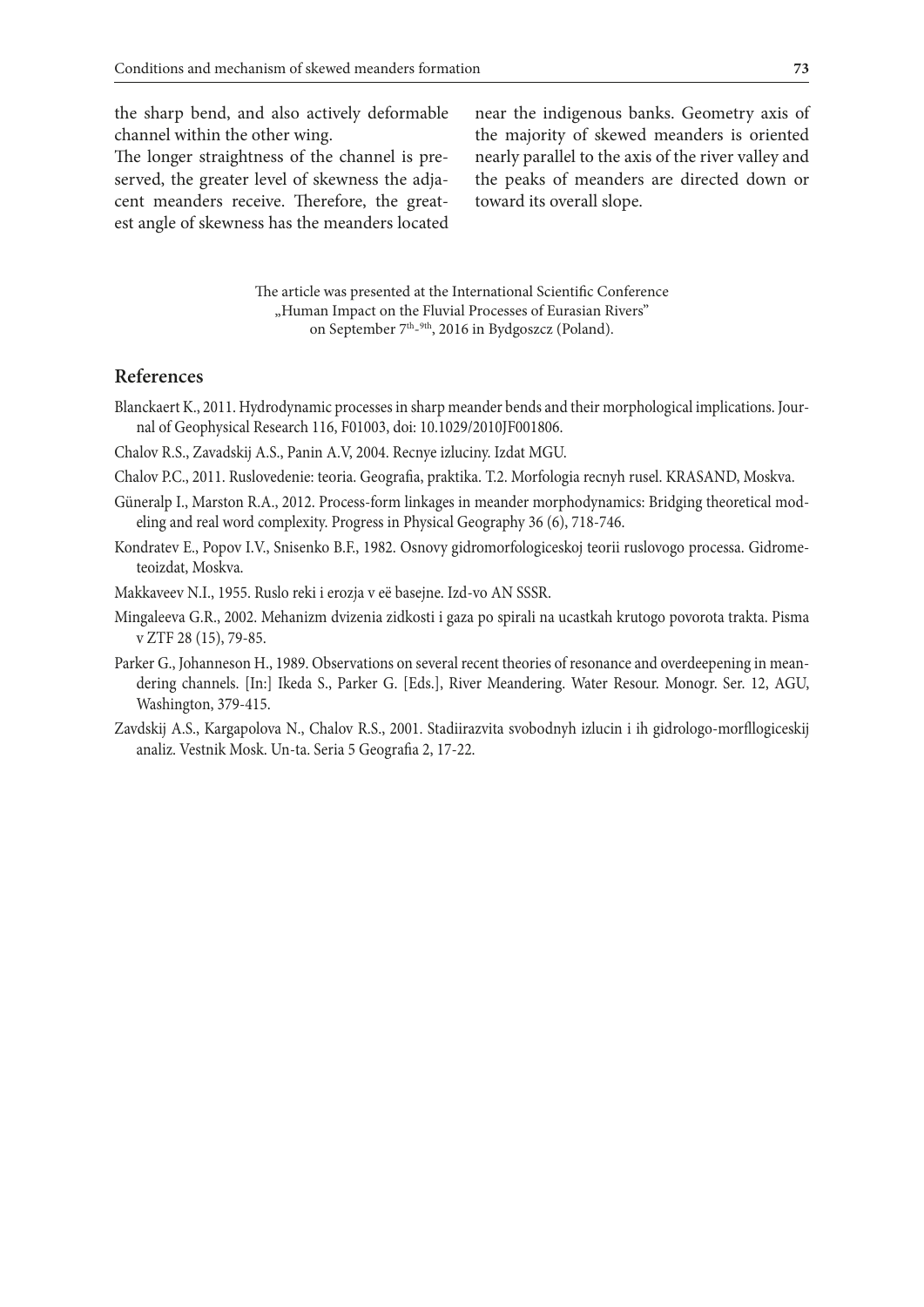the sharp bend, and also actively deformable channel within the other wing.

The longer straightness of the channel is preserved, the greater level of skewness the adjacent meanders receive. Therefore, the greatest angle of skewness has the meanders located near the indigenous banks. Geometry axis of the majority of skewed meanders is oriented nearly parallel to the axis of the river valley and the peaks of meanders are directed down or toward its overall slope.

The article was presented at the International Scientific Conference „Human Impact on the Fluvial Processes of Eurasian Rivers" on September 7th-9th, 2016 in Bydgoszcz (Poland).

## References

Blanckaert K., 2011. Hydrodynamic processes in sharp meander bends and their morphological implications. Journal of Geophysical Research 116, F01003, doi: 10.1029/2010JF001806.

Chalov R.S., Zavadskij A.S., Panin A.V, 2004. Recnye izluciny. Izdat MGU.

Chalov P.C., 2011. Ruslovedenie: teoria. Geografia, praktika. T.2. Morfologia recnyh rusel. KRASAND, Moskva.

Güneralp I., Marston R.A., 2012. Process-form linkages in meander morphodynamics: Bridging theoretical modeling and real word complexity. Progress in Physical Geography 36 (6), 718-746.

Kondratev E., Popov I.V., Snisenko B.F., 1982. Osnovy gidromorfologiceskoj teorii ruslovogo processa. Gidrometeoizdat, Moskva.

Makkaveev N.I., 1955. Ruslo reki i erozja v eë basejne. Izd-vo AN SSSR.

Mingaleeva G.R., 2002. Mehanizm dvizenia zidkosti i gaza po spirali na ucastkah krutogo povorota trakta. Pisma v ZTF 28 (15), 79-85.

Parker G., Johanneson H., 1989. Observations on several recent theories of resonance and overdeepening in meandering channels. [In:] Ikeda S., Parker G. [Eds.], River Meandering. Water Resour. Monogr. Ser. 12, AGU, Washington, 379-415.

Zavdskij A.S., Kargapolova N., Chalov R.S., 2001. Stadiirazvita svobodnyh izlucin i ih gidrologo-morfllogiceskij analiz. Vestnik Mosk. Un-ta. Seria 5 Geografia 2, 17-22.